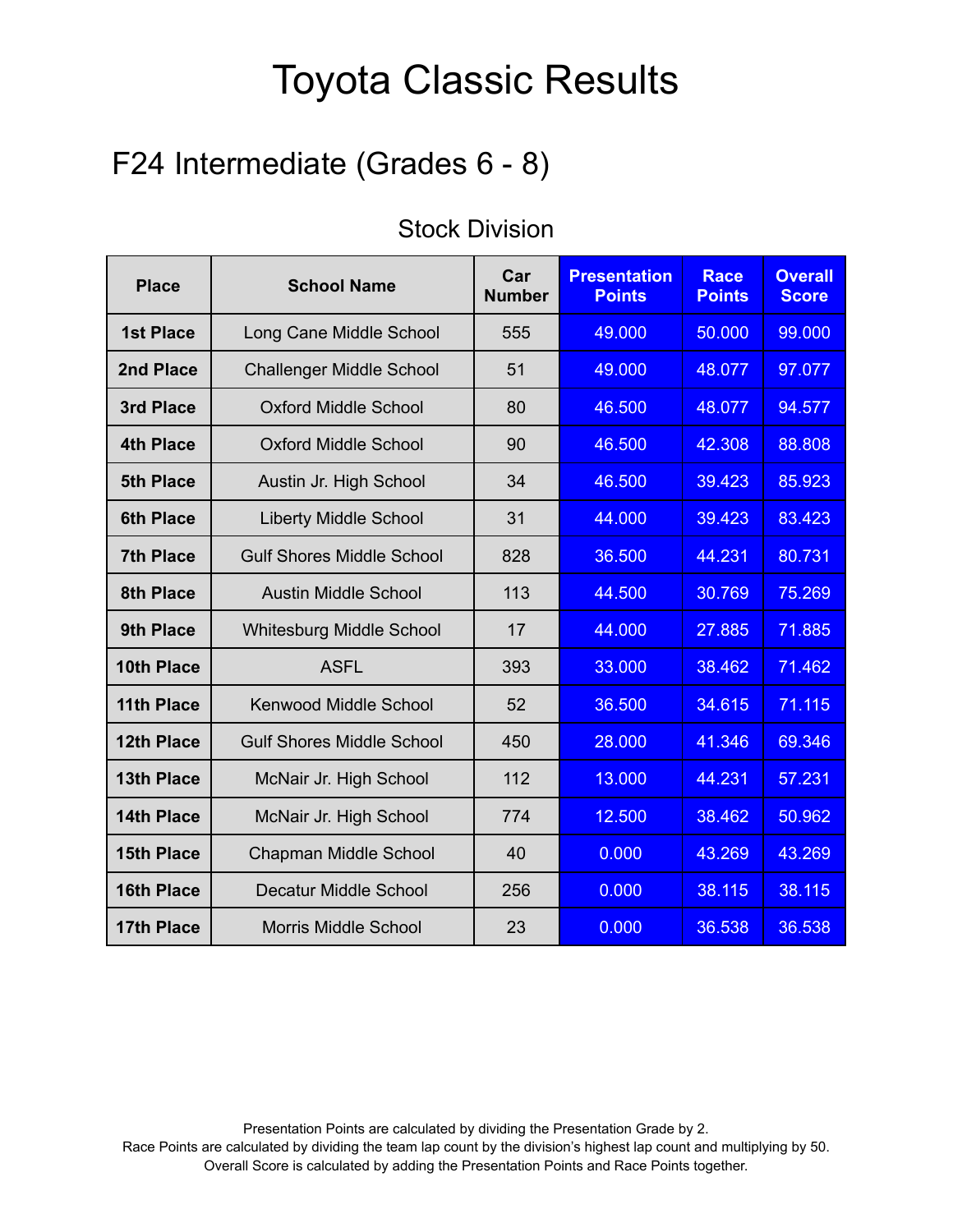# Toyota Classic Results

## F24 Intermediate (Grades 6 - 8)

### Stock Division

| Place | School Name | Car Number | Presentation Points | Race Points | Overall Score |
|---|---|---|---|---|---|
| **1st Place** | Long Cane Middle School | 555 | 49.000 | 50.000 | 99.000 |
| **2nd Place** | Challenger Middle School | 51 | 49.000 | 48.077 | 97.077 |
| **3rd Place** | Oxford Middle School | 80 | 46.500 | 48.077 | 94.577 |
| **4th Place** | Oxford Middle School | 90 | 46.500 | 42.308 | 88.808 |
| **5th Place** | Austin Jr. High School | 34 | 46.500 | 39.423 | 85.923 |
| **6th Place** | Liberty Middle School | 31 | 44.000 | 39.423 | 83.423 |
| **7th Place** | Gulf Shores Middle School | 828 | 36.500 | 44.231 | 80.731 |
| **8th Place** | Austin Middle School | 113 | 44.500 | 30.769 | 75.269 |
| **9th Place** | Whitesburg Middle School | 17 | 44.000 | 27.885 | 71.885 |
| **10th Place** | ASFL | 393 | 33.000 | 38.462 | 71.462 |
| **11th Place** | Kenwood Middle School | 52 | 36.500 | 34.615 | 71.115 |
| **12th Place** | Gulf Shores Middle School | 450 | 28.000 | 41.346 | 69.346 |
| **13th Place** | McNair Jr. High School | 112 | 13.000 | 44.231 | 57.231 |
| **14th Place** | McNair Jr. High School | 774 | 12.500 | 38.462 | 50.962 |
| **15th Place** | Chapman Middle School | 40 | 0.000 | 43.269 | 43.269 |
| **16th Place** | Decatur Middle School | 256 | 0.000 | 38.115 | 38.115 |
| **17th Place** | Morris Middle School | 23 | 0.000 | 36.538 | 36.538 |

Presentation Points are calculated by dividing the Presentation Grade by 2.
Race Points are calculated by dividing the team lap count by the division's highest lap count and multiplying by 50.
Overall Score is calculated by adding the Presentation Points and Race Points together.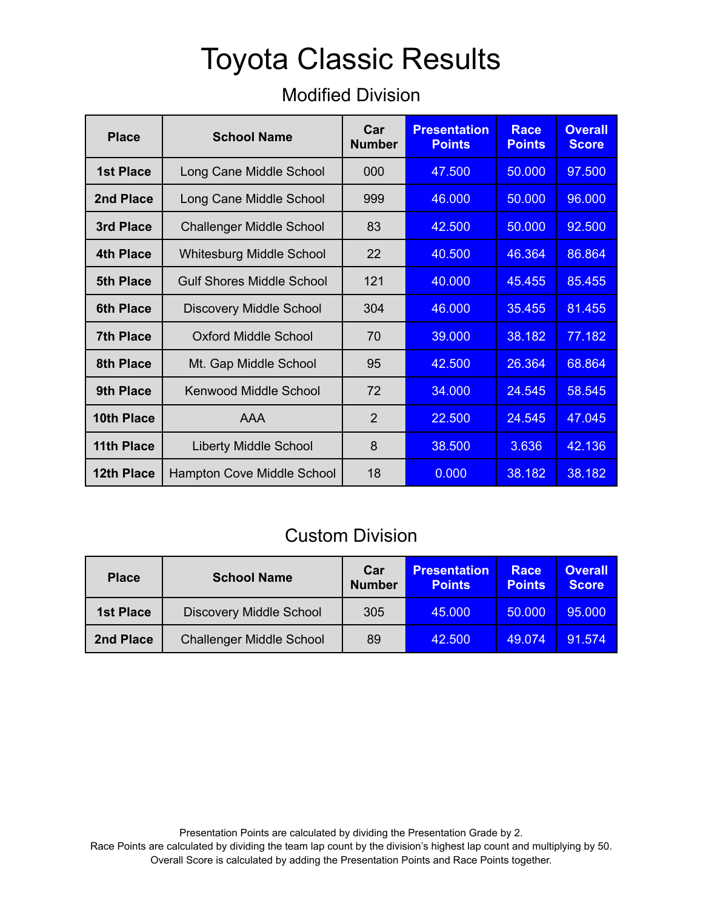# Toyota Classic Results

## Modified Division

| Place | School Name | Car Number | Presentation Points | Race Points | Overall Score |
|---|---|---|---|---|---|
| 1st Place | Long Cane Middle School | 000 | 47.500 | 50.000 | 97.500 |
| 2nd Place | Long Cane Middle School | 999 | 46.000 | 50.000 | 96.000 |
| 3rd Place | Challenger Middle School | 83 | 42.500 | 50.000 | 92.500 |
| 4th Place | Whitesburg Middle School | 22 | 40.500 | 46.364 | 86.864 |
| 5th Place | Gulf Shores Middle School | 121 | 40.000 | 45.455 | 85.455 |
| 6th Place | Discovery Middle School | 304 | 46.000 | 35.455 | 81.455 |
| 7th Place | Oxford Middle School | 70 | 39.000 | 38.182 | 77.182 |
| 8th Place | Mt. Gap Middle School | 95 | 42.500 | 26.364 | 68.864 |
| 9th Place | Kenwood Middle School | 72 | 34.000 | 24.545 | 58.545 |
| 10th Place | AAA | 2 | 22.500 | 24.545 | 47.045 |
| 11th Place | Liberty Middle School | 8 | 38.500 | 3.636 | 42.136 |
| 12th Place | Hampton Cove Middle School | 18 | 0.000 | 38.182 | 38.182 |

## Custom Division

| Place | School Name | Car Number | Presentation Points | Race Points | Overall Score |
|---|---|---|---|---|---|
| 1st Place | Discovery Middle School | 305 | 45.000 | 50.000 | 95.000 |
| 2nd Place | Challenger Middle School | 89 | 42.500 | 49.074 | 91.574 |

Presentation Points are calculated by dividing the Presentation Grade by 2.
Race Points are calculated by dividing the team lap count by the division's highest lap count and multiplying by 50.
Overall Score is calculated by adding the Presentation Points and Race Points together.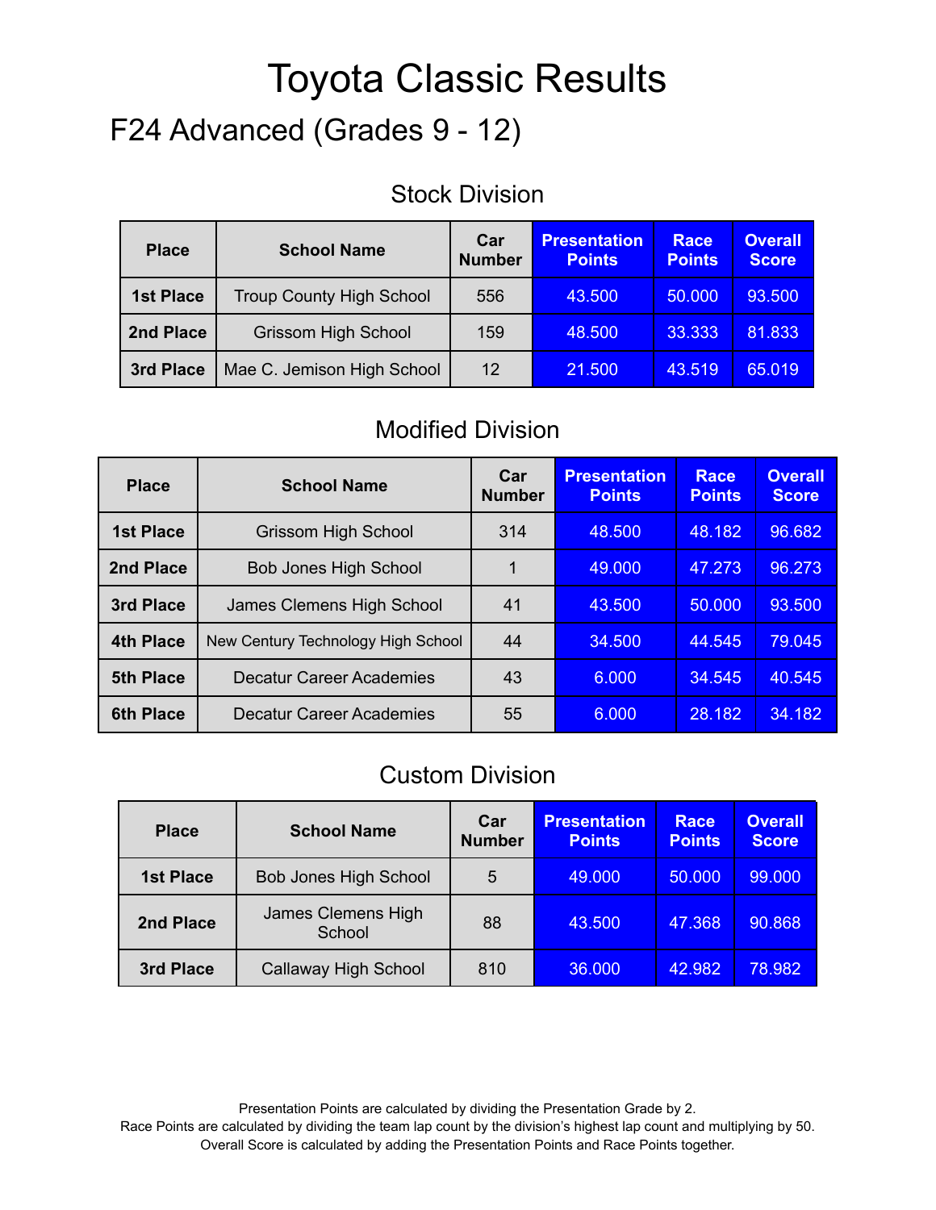# Toyota Classic Results

## F24 Advanced (Grades 9 - 12)

### Stock Division

| Place | School Name | Car Number | Presentation Points | Race Points | Overall Score |
|---|---|---|---|---|---|
| 1st Place | Troup County High School | 556 | 43.500 | 50.000 | 93.500 |
| 2nd Place | Grissom High School | 159 | 48.500 | 33.333 | 81.833 |
| 3rd Place | Mae C. Jemison High School | 12 | 21.500 | 43.519 | 65.019 |

### Modified Division

| Place | School Name | Car Number | Presentation Points | Race Points | Overall Score |
|---|---|---|---|---|---|
| 1st Place | Grissom High School | 314 | 48.500 | 48.182 | 96.682 |
| 2nd Place | Bob Jones High School | 1 | 49.000 | 47.273 | 96.273 |
| 3rd Place | James Clemens High School | 41 | 43.500 | 50.000 | 93.500 |
| 4th Place | New Century Technology High School | 44 | 34.500 | 44.545 | 79.045 |
| 5th Place | Decatur Career Academies | 43 | 6.000 | 34.545 | 40.545 |
| 6th Place | Decatur Career Academies | 55 | 6.000 | 28.182 | 34.182 |

### Custom Division

| Place | School Name | Car Number | Presentation Points | Race Points | Overall Score |
|---|---|---|---|---|---|
| 1st Place | Bob Jones High School | 5 | 49.000 | 50.000 | 99.000 |
| 2nd Place | James Clemens High School | 88 | 43.500 | 47.368 | 90.868 |
| 3rd Place | Callaway High School | 810 | 36.000 | 42.982 | 78.982 |

Presentation Points are calculated by dividing the Presentation Grade by 2.
Race Points are calculated by dividing the team lap count by the division's highest lap count and multiplying by 50.
Overall Score is calculated by adding the Presentation Points and Race Points together.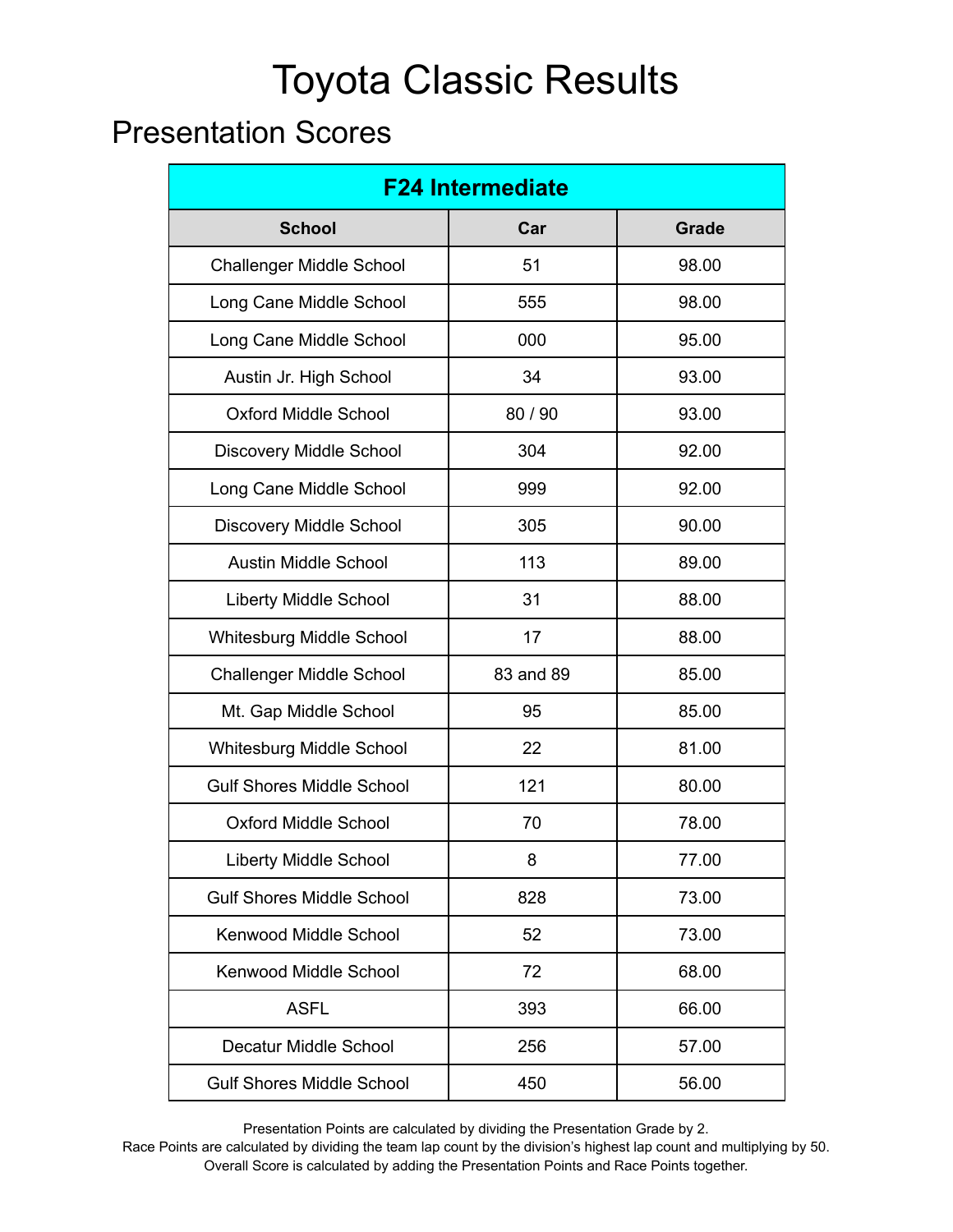# Toyota Classic Results

## Presentation Scores

| F24 Intermediate | | |
|---|---|---|
| **School** | **Car** | **Grade** |
| Challenger Middle School | 51 | 98.00 |
| Long Cane Middle School | 555 | 98.00 |
| Long Cane Middle School | 000 | 95.00 |
| Austin Jr. High School | 34 | 93.00 |
| Oxford Middle School | 80 / 90 | 93.00 |
| Discovery Middle School | 304 | 92.00 |
| Long Cane Middle School | 999 | 92.00 |
| Discovery Middle School | 305 | 90.00 |
| Austin Middle School | 113 | 89.00 |
| Liberty Middle School | 31 | 88.00 |
| Whitesburg Middle School | 17 | 88.00 |
| Challenger Middle School | 83 and 89 | 85.00 |
| Mt. Gap Middle School | 95 | 85.00 |
| Whitesburg Middle School | 22 | 81.00 |
| Gulf Shores Middle School | 121 | 80.00 |
| Oxford Middle School | 70 | 78.00 |
| Liberty Middle School | 8 | 77.00 |
| Gulf Shores Middle School | 828 | 73.00 |
| Kenwood Middle School | 52 | 73.00 |
| Kenwood Middle School | 72 | 68.00 |
| ASFL | 393 | 66.00 |
| Decatur Middle School | 256 | 57.00 |
| Gulf Shores Middle School | 450 | 56.00 |

Presentation Points are calculated by dividing the Presentation Grade by 2.
Race Points are calculated by dividing the team lap count by the division's highest lap count and multiplying by 50.
Overall Score is calculated by adding the Presentation Points and Race Points together.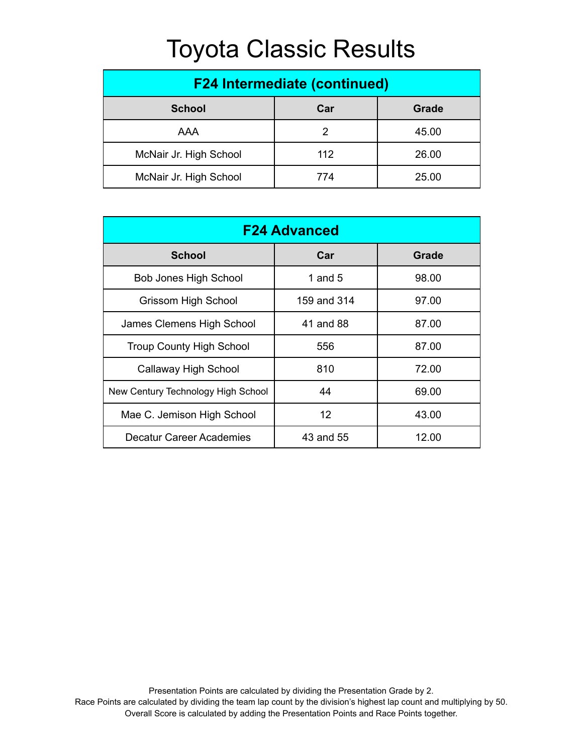# Toyota Classic Results

| F24 Intermediate (continued) | | |
|---|---|---|
| **School** | **Car** | **Grade** |
| AAA | 2 | 45.00 |
| McNair Jr. High School | 112 | 26.00 |
| McNair Jr. High School | 774 | 25.00 |

| F24 Advanced | | |
|---|---|---|
| **School** | **Car** | **Grade** |
| Bob Jones High School | 1 and 5 | 98.00 |
| Grissom High School | 159 and 314 | 97.00 |
| James Clemens High School | 41 and 88 | 87.00 |
| Troup County High School | 556 | 87.00 |
| Callaway High School | 810 | 72.00 |
| New Century Technology High School | 44 | 69.00 |
| Mae C. Jemison High School | 12 | 43.00 |
| Decatur Career Academies | 43 and 55 | 12.00 |

Presentation Points are calculated by dividing the Presentation Grade by 2.
Race Points are calculated by dividing the team lap count by the division's highest lap count and multiplying by 50.
Overall Score is calculated by adding the Presentation Points and Race Points together.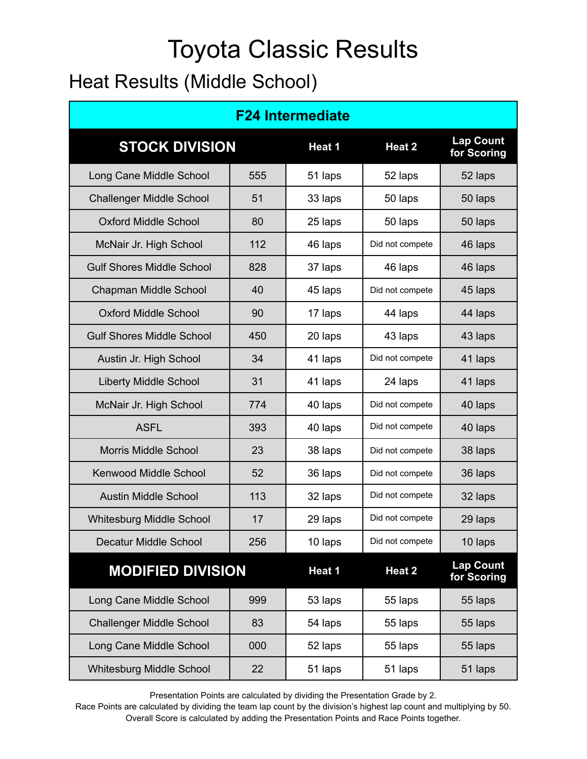# Toyota Classic Results

## Heat Results (Middle School)

| F24 Intermediate | | | | |
|---|---|---|---|---|
| **STOCK DIVISION** | | **Heat 1** | **Heat 2** | **Lap Count for Scoring** |
| Long Cane Middle School | 555 | 51 laps | 52 laps | 52 laps |
| Challenger Middle School | 51 | 33 laps | 50 laps | 50 laps |
| Oxford Middle School | 80 | 25 laps | 50 laps | 50 laps |
| McNair Jr. High School | 112 | 46 laps | Did not compete | 46 laps |
| Gulf Shores Middle School | 828 | 37 laps | 46 laps | 46 laps |
| Chapman Middle School | 40 | 45 laps | Did not compete | 45 laps |
| Oxford Middle School | 90 | 17 laps | 44 laps | 44 laps |
| Gulf Shores Middle School | 450 | 20 laps | 43 laps | 43 laps |
| Austin Jr. High School | 34 | 41 laps | Did not compete | 41 laps |
| Liberty Middle School | 31 | 41 laps | 24 laps | 41 laps |
| McNair Jr. High School | 774 | 40 laps | Did not compete | 40 laps |
| ASFL | 393 | 40 laps | Did not compete | 40 laps |
| Morris Middle School | 23 | 38 laps | Did not compete | 38 laps |
| Kenwood Middle School | 52 | 36 laps | Did not compete | 36 laps |
| Austin Middle School | 113 | 32 laps | Did not compete | 32 laps |
| Whitesburg Middle School | 17 | 29 laps | Did not compete | 29 laps |
| Decatur Middle School | 256 | 10 laps | Did not compete | 10 laps |
| **MODIFIED DIVISION** | | **Heat 1** | **Heat 2** | **Lap Count for Scoring** |
| Long Cane Middle School | 999 | 53 laps | 55 laps | 55 laps |
| Challenger Middle School | 83 | 54 laps | 55 laps | 55 laps |
| Long Cane Middle School | 000 | 52 laps | 55 laps | 55 laps |
| Whitesburg Middle School | 22 | 51 laps | 51 laps | 51 laps |

Presentation Points are calculated by dividing the Presentation Grade by 2.
Race Points are calculated by dividing the team lap count by the division's highest lap count and multiplying by 50.
Overall Score is calculated by adding the Presentation Points and Race Points together.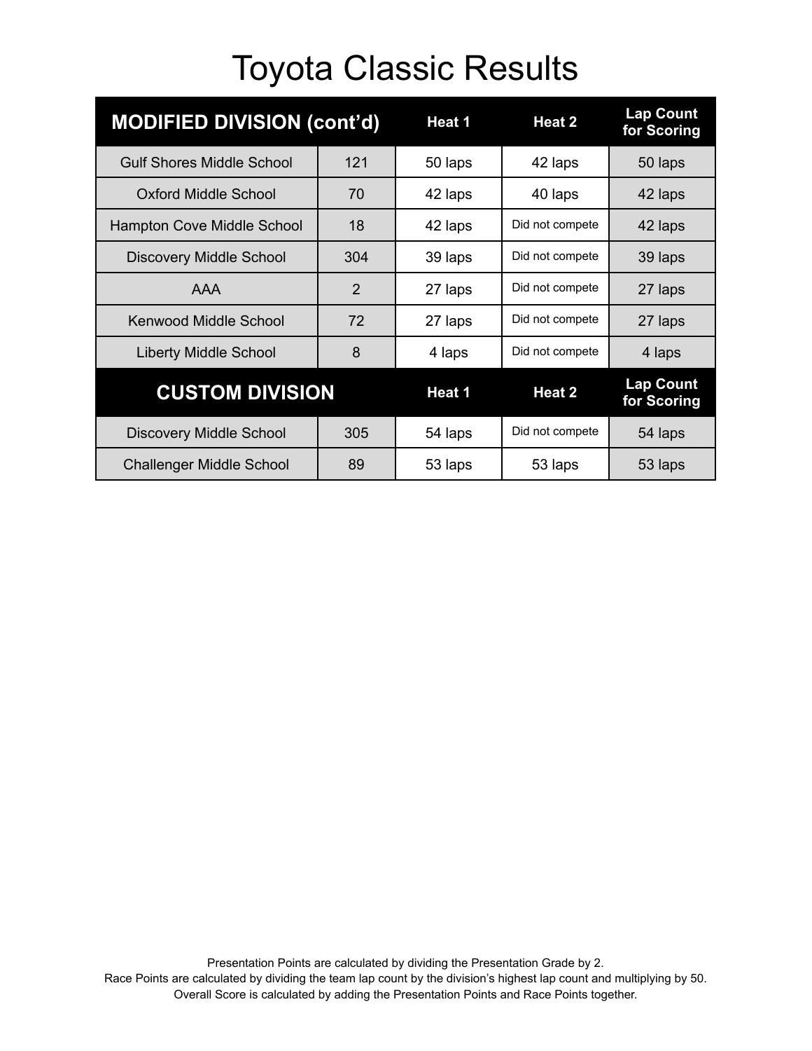# Toyota Classic Results

| MODIFIED DIVISION (cont'd) | | Heat 1 | Heat 2 | Lap Count for Scoring |
|---|---|---|---|---|
| Gulf Shores Middle School | 121 | 50 laps | 42 laps | 50 laps |
| Oxford Middle School | 70 | 42 laps | 40 laps | 42 laps |
| Hampton Cove Middle School | 18 | 42 laps | Did not compete | 42 laps |
| Discovery Middle School | 304 | 39 laps | Did not compete | 39 laps |
| AAA | 2 | 27 laps | Did not compete | 27 laps |
| Kenwood Middle School | 72 | 27 laps | Did not compete | 27 laps |
| Liberty Middle School | 8 | 4 laps | Did not compete | 4 laps |
| **CUSTOM DIVISION** | | **Heat 1** | **Heat 2** | **Lap Count for Scoring** |
| Discovery Middle School | 305 | 54 laps | Did not compete | 54 laps |
| Challenger Middle School | 89 | 53 laps | 53 laps | 53 laps |

Presentation Points are calculated by dividing the Presentation Grade by 2.
Race Points are calculated by dividing the team lap count by the division's highest lap count and multiplying by 50.
Overall Score is calculated by adding the Presentation Points and Race Points together.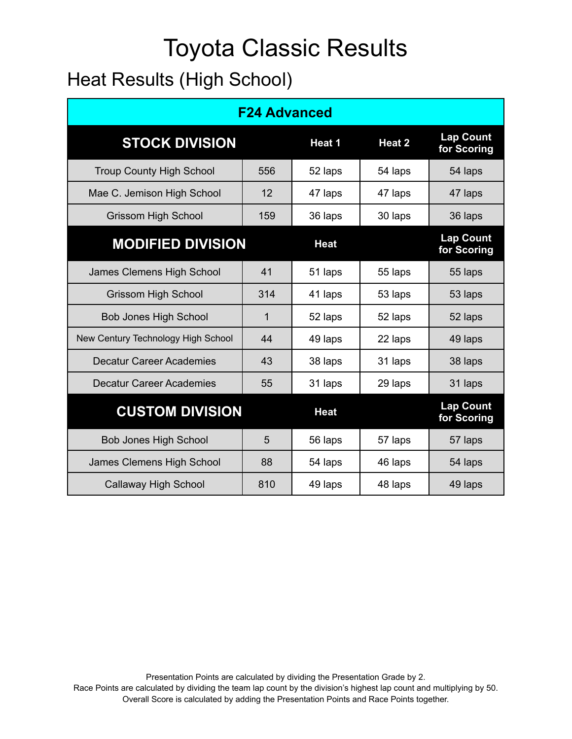# Toyota Classic Results

## Heat Results (High School)

| F24 Advanced | | | | |
|---|---|---|---|---|
| **STOCK DIVISION** | | **Heat 1** | **Heat 2** | **Lap Count for Scoring** |
| Troup County High School | 556 | 52 laps | 54 laps | 54 laps |
| Mae C. Jemison High School | 12 | 47 laps | 47 laps | 47 laps |
| Grissom High School | 159 | 36 laps | 30 laps | 36 laps |
| **MODIFIED DIVISION** | | **Heat** | | **Lap Count for Scoring** |
| James Clemens High School | 41 | 51 laps | 55 laps | 55 laps |
| Grissom High School | 314 | 41 laps | 53 laps | 53 laps |
| Bob Jones High School | 1 | 52 laps | 52 laps | 52 laps |
| New Century Technology High School | 44 | 49 laps | 22 laps | 49 laps |
| Decatur Career Academies | 43 | 38 laps | 31 laps | 38 laps |
| Decatur Career Academies | 55 | 31 laps | 29 laps | 31 laps |
| **CUSTOM DIVISION** | | **Heat** | | **Lap Count for Scoring** |
| Bob Jones High School | 5 | 56 laps | 57 laps | 57 laps |
| James Clemens High School | 88 | 54 laps | 46 laps | 54 laps |
| Callaway High School | 810 | 49 laps | 48 laps | 49 laps |

Presentation Points are calculated by dividing the Presentation Grade by 2.
Race Points are calculated by dividing the team lap count by the division's highest lap count and multiplying by 50.
Overall Score is calculated by adding the Presentation Points and Race Points together.